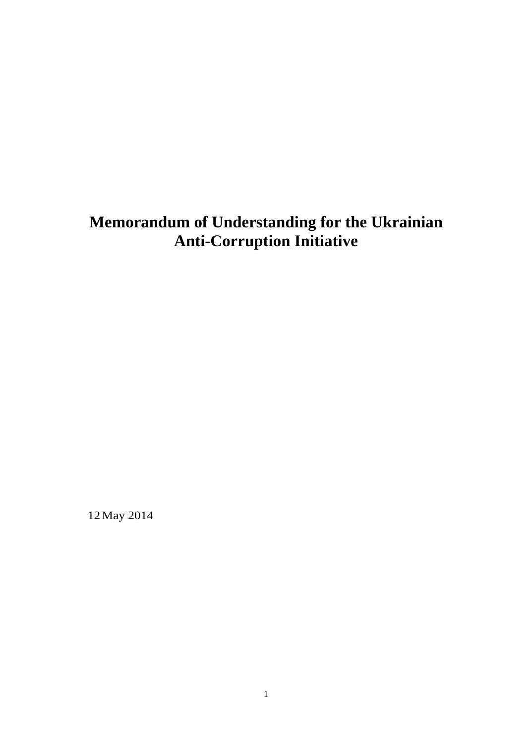# Memorandum of Understanding for the Ukrainian Anti-Corruption Initiative

12 May 2014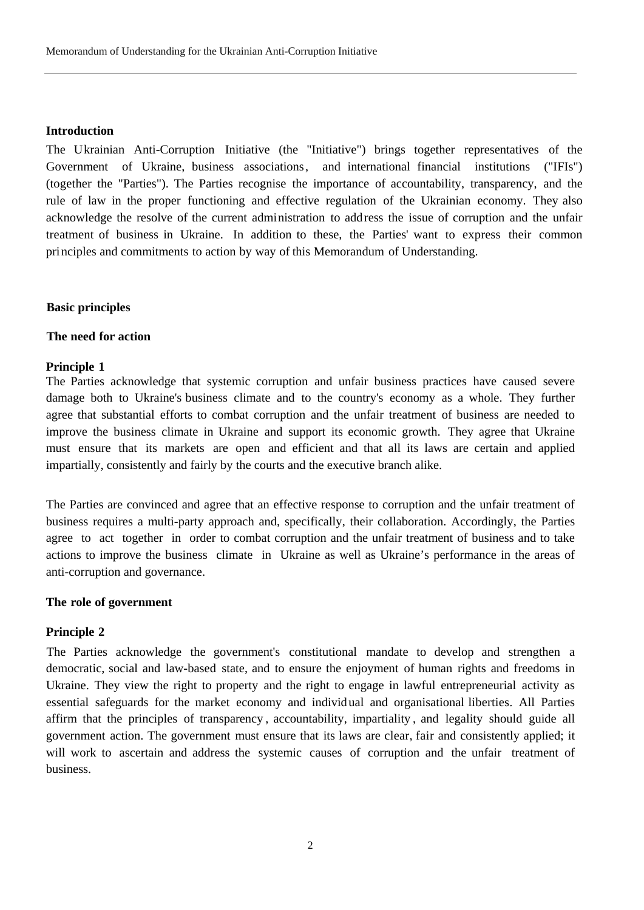**Introduction**

The Ukrainian Anti-Corruption Initiative (the "Initiative") brings together representatives of the Government of Ukraine, business associations, and international financial institutions ("IFIs") (together the "Parties"). The Parties recognise the importance of accountability, transparency, and the rule of law in the proper functioning and effective regulation of the Ukrainian economy. They also acknowledge the resolve of the current administration to address the issue of corruption and the unfair treatment of business in Ukraine. In addition to these, the Parties' want to express their common principles and commitments to action by way of this Memorandum of Understanding.

**Basic principles**

**The need for action**

**Principle 1**

The Parties acknowledge that systemic corruption and unfair business practices have caused severe damage both to Ukraine's business climate and to the country's economy as a whole. They further agree that substantial efforts to combat corruption and the unfair treatment of business are needed to improve the business climate in Ukraine and support its economic growth. They agree that Ukraine must ensure that its markets are open and efficient and that all its laws are certain and applied impartially, consistently and fairly by the courts and the executive branch alike.

The Parties are convinced and agree that an effective response to corruption and the unfair treatment of business requires a multi-party approach and, specifically, their collaboration. Accordingly, the Parties agree to act together in order to combat corruption and the unfair treatment of business and to take actions to improve the business climate in Ukraine as well as Ukraine's performance in the areas of anti-corruption and governance.

**The role of government**

**Principle 2**

The Parties acknowledge the government's constitutional mandate to develop and strengthen a democratic, social and law-based state, and to ensure the enjoyment of human rights and freedoms in Ukraine. They view the right to property and the right to engage in lawful entrepreneurial activity as essential safeguards for the market economy and individual and organisational liberties. All Parties affirm that the principles of transparency, accountability, impartiality, and legality should guide all government action. The government must ensure that its laws are clear, fair and consistently applied; it will work to ascertain and address the systemic causes of corruption and the unfair treatment of business.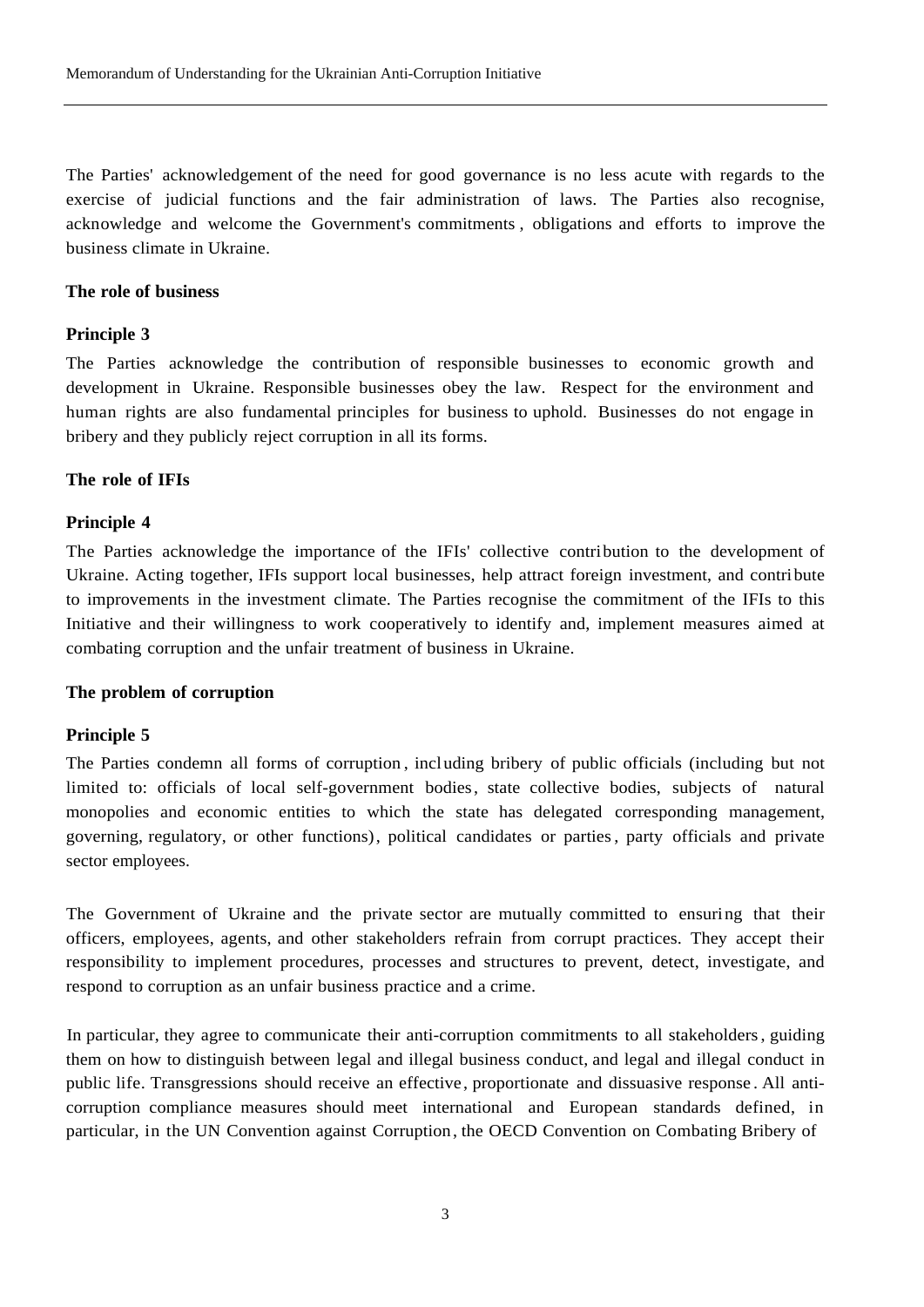The Parties' acknowledgement of the need for good governance is no less acute with regards to the exercise of judicial functions and the fair administration of laws. The Parties also recognise, acknowledge and welcome the Government's commitments, obligations and efforts to improve the business climate in Ukraine.

**The role of business**

**Principle 3**

The Parties acknowledge the contribution of responsible businesses to economic growth and development in Ukraine. Responsible businesses obey the law. Respect for the environment and human rights are also fundamental principles for business to uphold. Businesses do not engage in bribery and they publicly reject corruption in all its forms.

**The role of IFIs**

**Principle 4**

The Parties acknowledge the importance of the IFIs' collective contribution to the development of Ukraine. Acting together, IFIs support local businesses, help attract foreign investment, and contribute to improvements in the investment climate. The Parties recognise the commitment of the IFIs to this Initiative and their willingness to work cooperatively to identify and, implement measures aimed at combating corruption and the unfair treatment of business in Ukraine.

**The problem of corruption**

**Principle 5**

The Parties condemn all forms of corruption, including bribery of public officials (including but not limited to: officials of local self-government bodies, state collective bodies, subjects of natural monopolies and economic entities to which the state has delegated corresponding management, governing, regulatory, or other functions), political candidates or parties, party officials and private sector employees.

The Government of Ukraine and the private sector are mutually committed to ensuring that their officers, employees, agents, and other stakeholders refrain from corrupt practices. They accept their responsibility to implement procedures, processes and structures to prevent, detect, investigate, and respond to corruption as an unfair business practice and a crime.

In particular, they agree to communicate their anti-corruption commitments to all stakeholders, guiding them on how to distinguish between legal and illegal business conduct, and legal and illegal conduct in public life. Transgressions should receive an effective, proportionate and dissuasive response. All anti-corruption compliance measures should meet international and European standards defined, in particular, in the UN Convention against Corruption, the OECD Convention on Combating Bribery of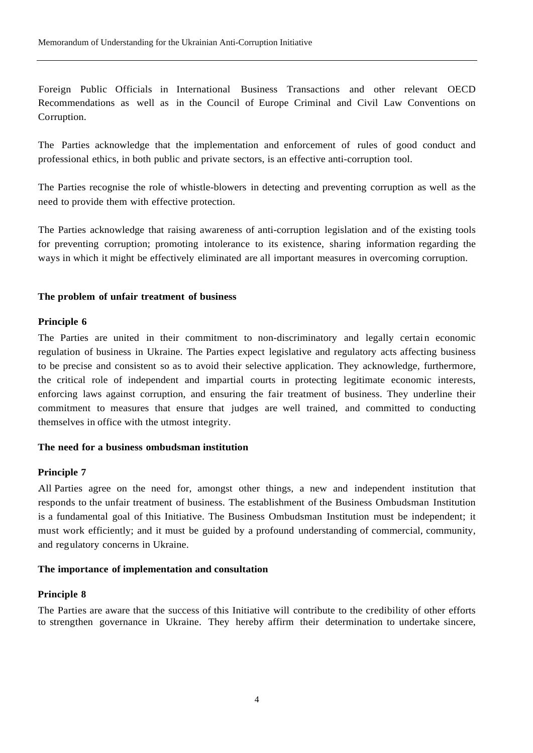Foreign Public Officials in International Business Transactions and other relevant OECD Recommendations as well as in the Council of Europe Criminal and Civil Law Conventions on Corruption.

The Parties acknowledge that the implementation and enforcement of rules of good conduct and professional ethics, in both public and private sectors, is an effective anti-corruption tool.

The Parties recognise the role of whistle-blowers in detecting and preventing corruption as well as the need to provide them with effective protection.

The Parties acknowledge that raising awareness of anti-corruption legislation and of the existing tools for preventing corruption; promoting intolerance to its existence, sharing information regarding the ways in which it might be effectively eliminated are all important measures in overcoming corruption.

**The problem of unfair treatment of business**

**Principle 6**

The Parties are united in their commitment to non-discriminatory and legally certain economic regulation of business in Ukraine. The Parties expect legislative and regulatory acts affecting business to be precise and consistent so as to avoid their selective application. They acknowledge, furthermore, the critical role of independent and impartial courts in protecting legitimate economic interests, enforcing laws against corruption, and ensuring the fair treatment of business. They underline their commitment to measures that ensure that judges are well trained, and committed to conducting themselves in office with the utmost integrity.

**The need for a business ombudsman institution**

**Principle 7**

All Parties agree on the need for, amongst other things, a new and independent institution that responds to the unfair treatment of business. The establishment of the Business Ombudsman Institution is a fundamental goal of this Initiative. The Business Ombudsman Institution must be independent; it must work efficiently; and it must be guided by a profound understanding of commercial, community, and regulatory concerns in Ukraine.

**The importance of implementation and consultation**

**Principle 8**

The Parties are aware that the success of this Initiative will contribute to the credibility of other efforts to strengthen governance in Ukraine. They hereby affirm their determination to undertake sincere,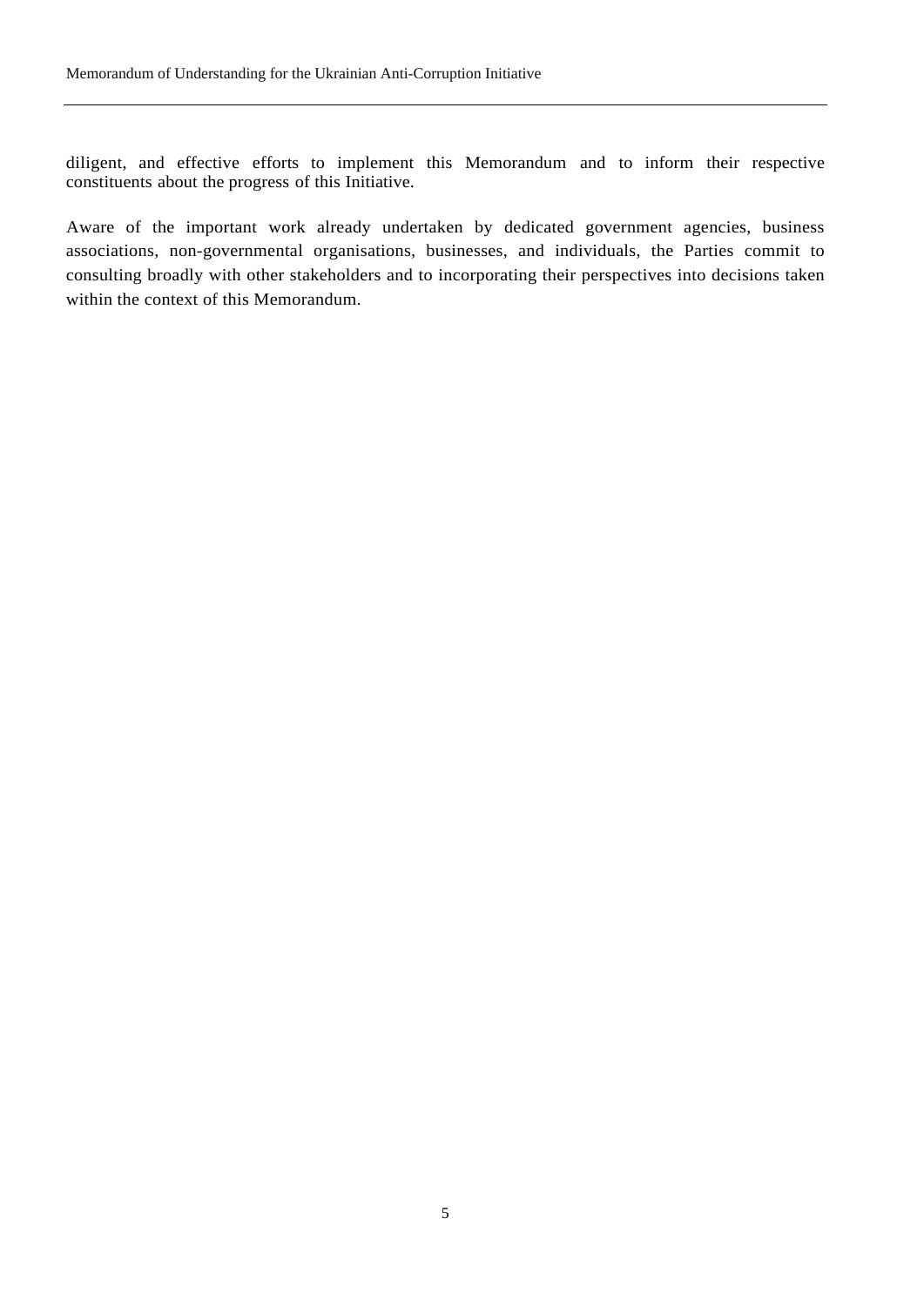diligent, and effective efforts to implement this Memorandum and to inform their respective constituents about the progress of this Initiative.

Aware of the important work already undertaken by dedicated government agencies, business associations, non-governmental organisations, businesses, and individuals, the Parties commit to consulting broadly with other stakeholders and to incorporating their perspectives into decisions taken within the context of this Memorandum.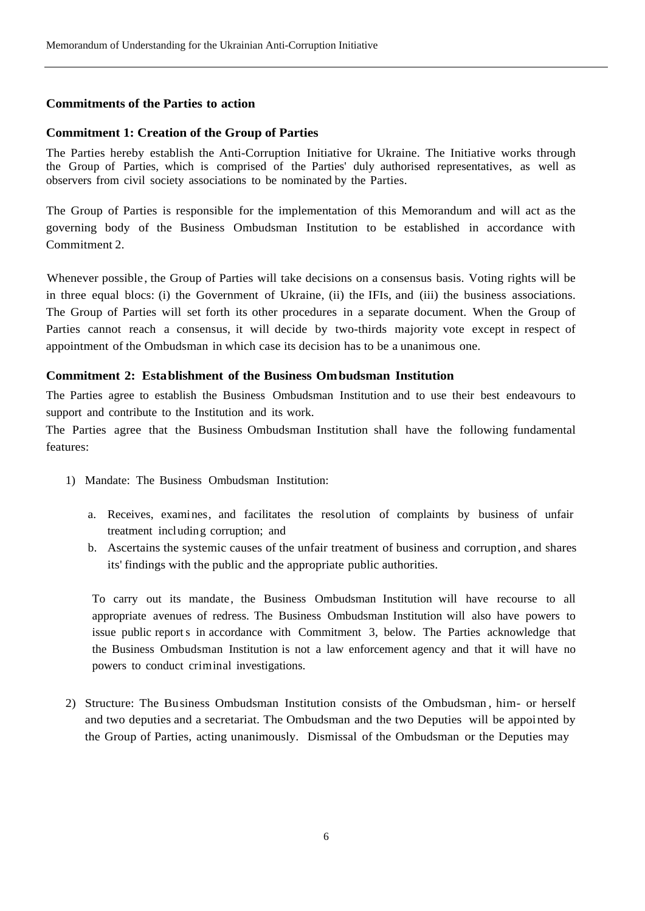### Commitments of the Parties to action

### Commitment 1: Creation of the Group of Parties

The Parties hereby establish the Anti-Corruption Initiative for Ukraine. The Initiative works through the Group of Parties, which is comprised of the Parties' duly authorised representatives, as well as observers from civil society associations to be nominated by the Parties.

The Group of Parties is responsible for the implementation of this Memorandum and will act as the governing body of the Business Ombudsman Institution to be established in accordance with Commitment 2.

Whenever possible, the Group of Parties will take decisions on a consensus basis. Voting rights will be in three equal blocs: (i) the Government of Ukraine, (ii) the IFIs, and (iii) the business associations. The Group of Parties will set forth its other procedures in a separate document. When the Group of Parties cannot reach a consensus, it will decide by two-thirds majority vote except in respect of appointment of the Ombudsman in which case its decision has to be a unanimous one.

### Commitment 2: Establishment of the Business Ombudsman Institution

The Parties agree to establish the Business Ombudsman Institution and to use their best endeavours to support and contribute to the Institution and its work.

The Parties agree that the Business Ombudsman Institution shall have the following fundamental features:

1) Mandate: The Business Ombudsman Institution:

   a. Receives, examines, and facilitates the resolution of complaints by business of unfair treatment including corruption; and
   b. Ascertains the systemic causes of the unfair treatment of business and corruption, and shares its' findings with the public and the appropriate public authorities.

   To carry out its mandate, the Business Ombudsman Institution will have recourse to all appropriate avenues of redress. The Business Ombudsman Institution will also have powers to issue public reports in accordance with Commitment 3, below. The Parties acknowledge that the Business Ombudsman Institution is not a law enforcement agency and that it will have no powers to conduct criminal investigations.

2) Structure: The Business Ombudsman Institution consists of the Ombudsman, him- or herself and two deputies and a secretariat. The Ombudsman and the two Deputies will be appointed by the Group of Parties, acting unanimously. Dismissal of the Ombudsman or the Deputies may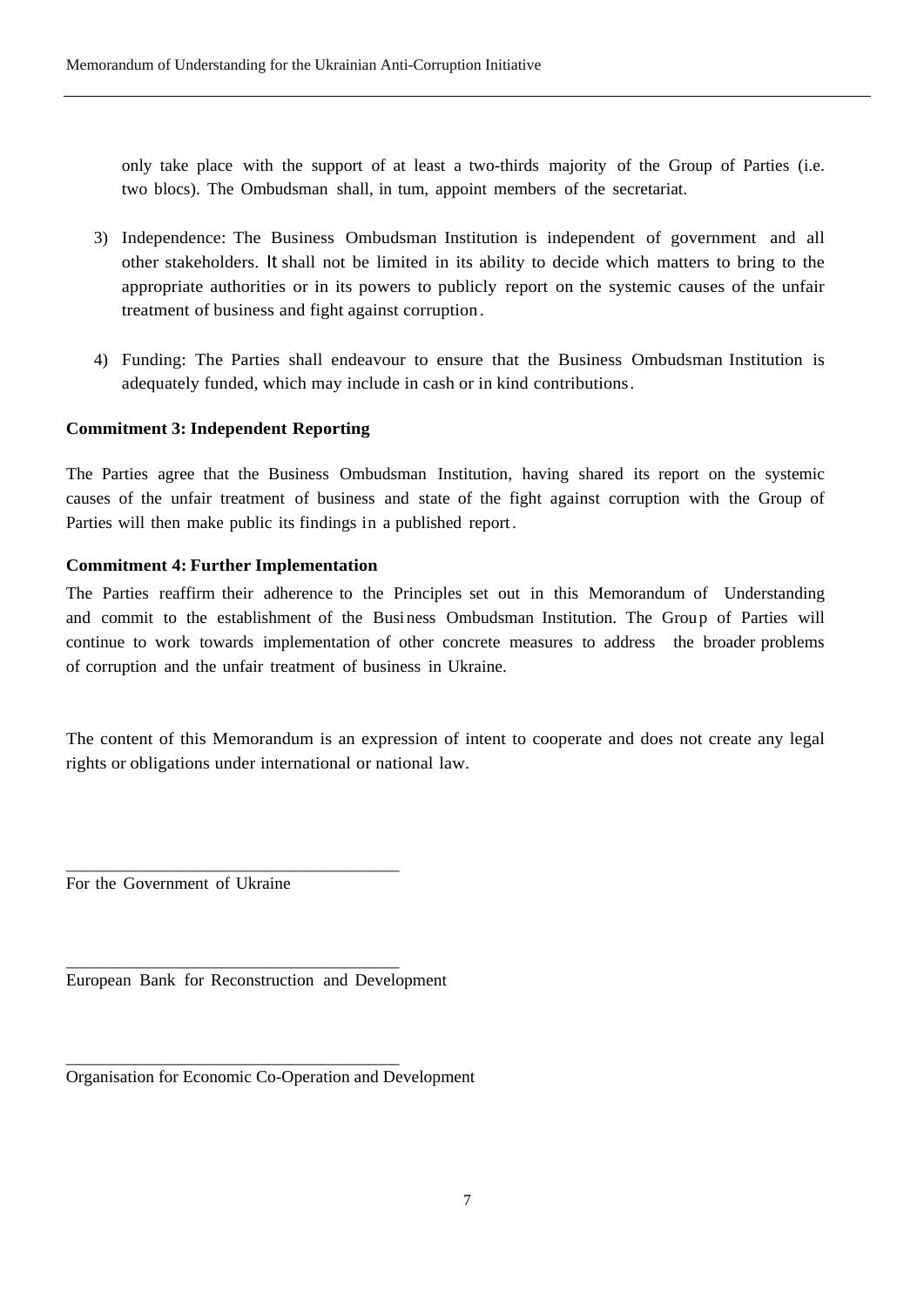only take place with the support of at least a two-thirds majority of the Group of Parties (i.e. two blocs). The Ombudsman shall, in tum, appoint members of the secretariat.

3) Independence: The Business Ombudsman Institution is independent of government and all other stakeholders. It shall not be limited in its ability to decide which matters to bring to the appropriate authorities or in its powers to publicly report on the systemic causes of the unfair treatment of business and fight against corruption.

4) Funding: The Parties shall endeavour to ensure that the Business Ombudsman Institution is adequately funded, which may include in cash or in kind contributions.

**Commitment 3: Independent Reporting**

The Parties agree that the Business Ombudsman Institution, having shared its report on the systemic causes of the unfair treatment of business and state of the fight against corruption with the Group of Parties will then make public its findings in a published report.

**Commitment 4: Further Implementation**

The Parties reaffirm their adherence to the Principles set out in this Memorandum of Understanding and commit to the establishment of the Business Ombudsman Institution. The Group of Parties will continue to work towards implementation of other concrete measures to address the broader problems of corruption and the unfair treatment of business in Ukraine.

The content of this Memorandum is an expression of intent to cooperate and does not create any legal rights or obligations under international or national law.

\_\_\_\_\_\_\_\_\_\_\_\_\_\_\_\_\_\_\_\_\_\_\_\_\_\_\_\_\_\_\_\_\_\_\_\_\_\_\_

For the Government of Ukraine

\_\_\_\_\_\_\_\_\_\_\_\_\_\_\_\_\_\_\_\_\_\_\_\_\_\_\_\_\_\_\_\_\_\_\_\_\_\_\_

European Bank for Reconstruction and Development

\_\_\_\_\_\_\_\_\_\_\_\_\_\_\_\_\_\_\_\_\_\_\_\_\_\_\_\_\_\_\_\_\_\_\_\_\_\_\_

Organisation for Economic Co-Operation and Development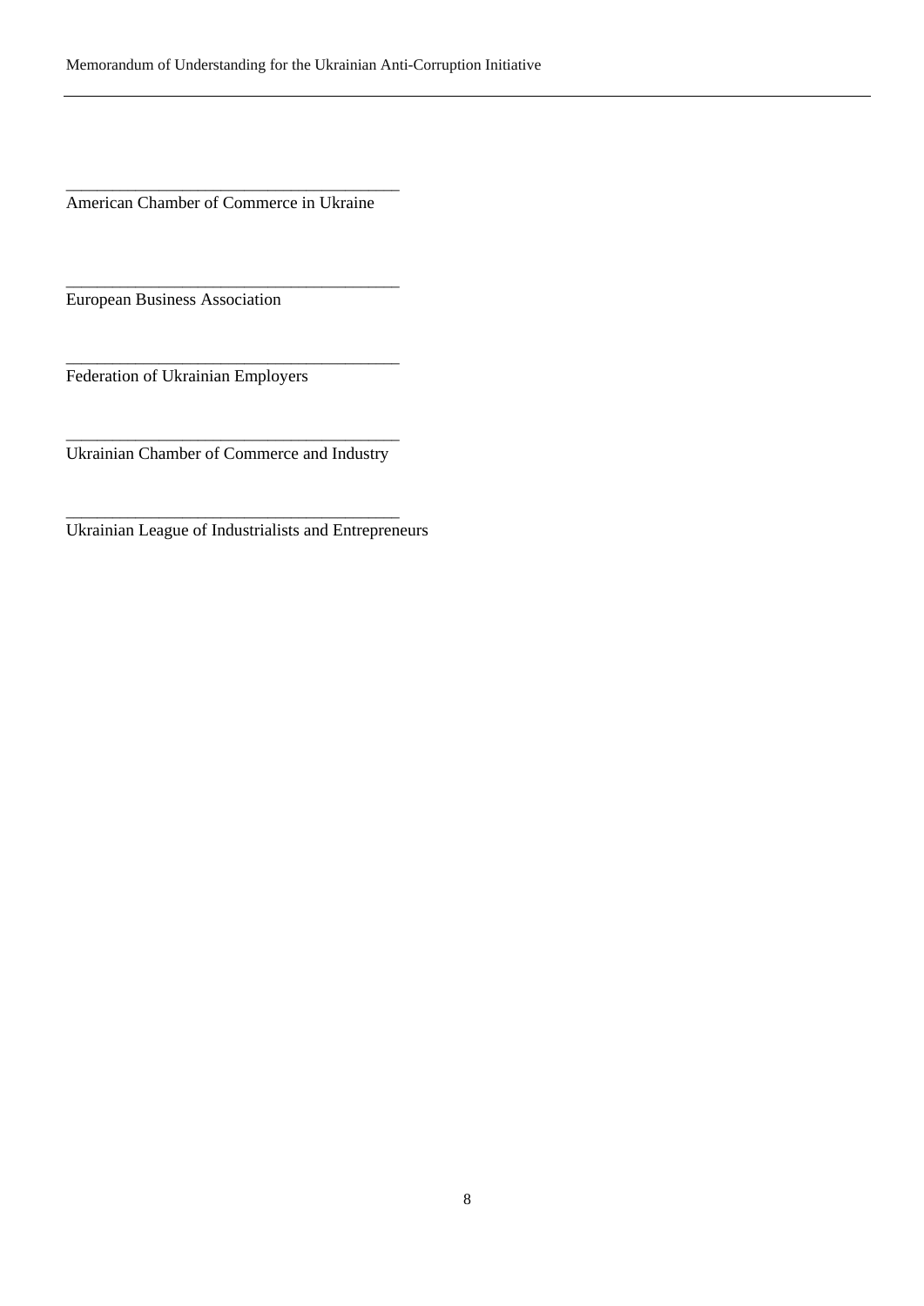\_\_\_\_\_\_\_\_\_\_\_\_\_\_\_\_\_\_\_\_\_\_\_\_\_\_\_\_\_\_\_\_\_\_\_\_\_\_\_

American Chamber of Commerce in Ukraine

\_\_\_\_\_\_\_\_\_\_\_\_\_\_\_\_\_\_\_\_\_\_\_\_\_\_\_\_\_\_\_\_\_\_\_\_\_\_\_

European Business Association

\_\_\_\_\_\_\_\_\_\_\_\_\_\_\_\_\_\_\_\_\_\_\_\_\_\_\_\_\_\_\_\_\_\_\_\_\_\_\_

Federation of Ukrainian Employers

\_\_\_\_\_\_\_\_\_\_\_\_\_\_\_\_\_\_\_\_\_\_\_\_\_\_\_\_\_\_\_\_\_\_\_\_\_\_\_

Ukrainian Chamber of Commerce and Industry

\_\_\_\_\_\_\_\_\_\_\_\_\_\_\_\_\_\_\_\_\_\_\_\_\_\_\_\_\_\_\_\_\_\_\_\_\_\_\_

Ukrainian League of Industrialists and Entrepreneurs